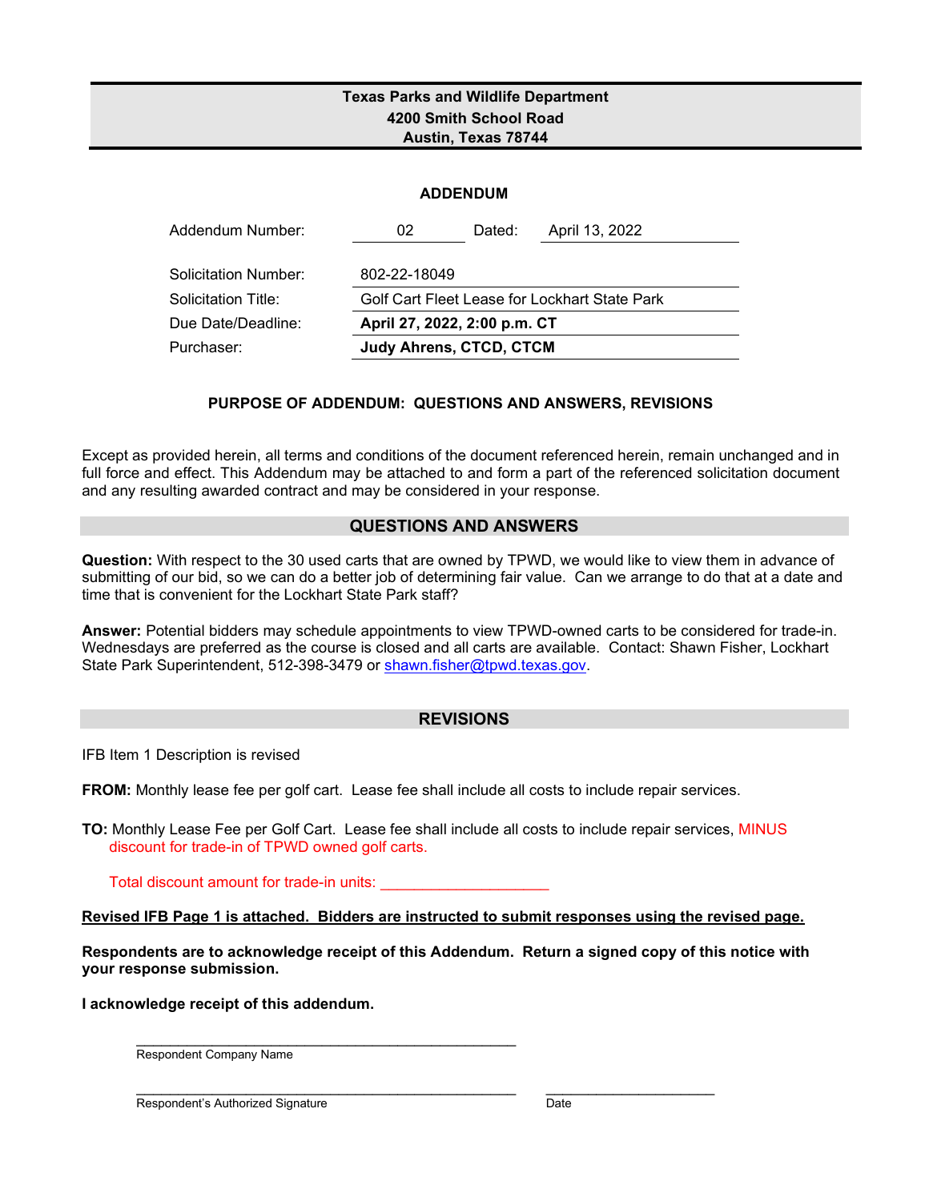**Texas Parks and Wildlife Department**
**4200 Smith School Road**
**Austin, Texas 78744**

# ADDENDUM

| | | | |
|---|---|---|---|
| Addendum Number: | 02 | Dated: | April 13, 2022 |
| Solicitation Number: | 802-22-18049 | | |
| Solicitation Title: | Golf Cart Fleet Lease for Lockhart State Park | | |
| Due Date/Deadline: | **April 27, 2022, 2:00 p.m. CT** | | |
| Purchaser: | **Judy Ahrens, CTCD, CTCM** | | |

## PURPOSE OF ADDENDUM: QUESTIONS AND ANSWERS, REVISIONS

Except as provided herein, all terms and conditions of the document referenced herein, remain unchanged and in full force and effect. This Addendum may be attached to and form a part of the referenced solicitation document and any resulting awarded contract and may be considered in your response.

## QUESTIONS AND ANSWERS

**Question:** With respect to the 30 used carts that are owned by TPWD, we would like to view them in advance of submitting of our bid, so we can do a better job of determining fair value. Can we arrange to do that at a date and time that is convenient for the Lockhart State Park staff?

**Answer:** Potential bidders may schedule appointments to view TPWD-owned carts to be considered for trade-in. Wednesdays are preferred as the course is closed and all carts are available. Contact: Shawn Fisher, Lockhart State Park Superintendent, 512-398-3479 or shawn.fisher@tpwd.texas.gov.

## REVISIONS

IFB Item 1 Description is revised

**FROM:** Monthly lease fee per golf cart. Lease fee shall include all costs to include repair services.

**TO:** Monthly Lease Fee per Golf Cart. Lease fee shall include all costs to include repair services, MINUS discount for trade-in of TPWD owned golf carts.

Total discount amount for trade-in units: ____________________

**Revised IFB Page 1 is attached. Bidders are instructed to submit responses using the revised page.**

**Respondents are to acknowledge receipt of this Addendum. Return a signed copy of this notice with your response submission.**

**I acknowledge receipt of this addendum.**

__________________________________________________
Respondent Company Name

__________________________________________________ ______________________
Respondent's Authorized Signature Date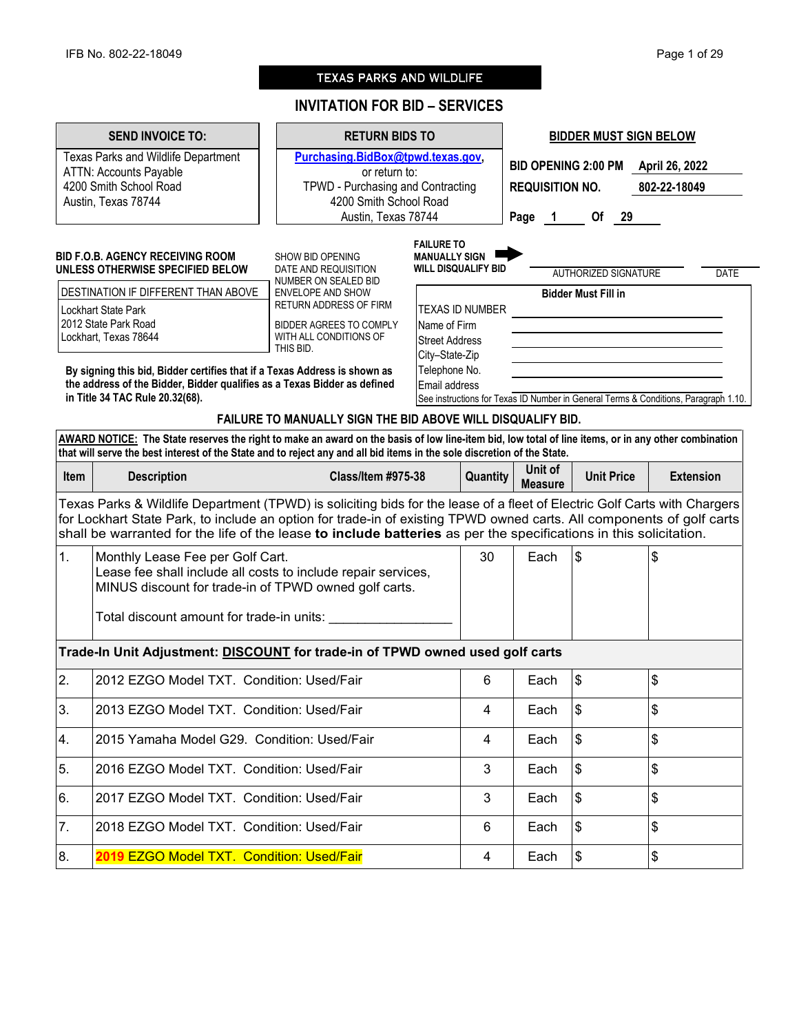IFB No. 802-22-18049

# TEXAS PARKS AND WILDLIFE

## INVITATION FOR BID – SERVICES

| SEND INVOICE TO: | RETURN BIDS TO | BIDDER MUST SIGN BELOW |
|---|---|---|
| Texas Parks and Wildlife Department<br>ATTN: Accounts Payable<br>4200 Smith School Road<br>Austin, Texas 78744 | Purchasing.BidBox@tpwd.texas.gov, or return to:<br>TPWD - Purchasing and Contracting<br>4200 Smith School Road<br>Austin, Texas 78744 | BID OPENING 2:00 PM April 26, 2022<br>REQUISITION NO. 802-22-18049<br>Page 1 Of 29 |

**BID F.O.B. AGENCY RECEIVING ROOM UNLESS OTHERWISE SPECIFIED BELOW**

| DESTINATION IF DIFFERENT THAN ABOVE |
|---|
| Lockhart State Park<br>2012 State Park Road<br>Lockhart, Texas 78644 |

SHOW BID OPENING DATE AND REQUISITION NUMBER ON SEALED BID ENVELOPE AND SHOW RETURN ADDRESS OF FIRM

BIDDER AGREES TO COMPLY WITH ALL CONDITIONS OF THIS BID.

**FAILURE TO MANUALLY SIGN WILL DISQUALIFY BID**

AUTHORIZED SIGNATURE ____________________ DATE ________

**Bidder Must Fill in**

| | |
|---|---|
| TEXAS ID NUMBER | |
| Name of Firm | |
| Street Address | |
| City–State-Zip | |
| Telephone No. | |
| Email address | |

See instructions for Texas ID Number in General Terms & Conditions, Paragraph 1.10.

**By signing this bid, Bidder certifies that if a Texas Address is shown as the address of the Bidder, Bidder qualifies as a Texas Bidder as defined in Title 34 TAC Rule 20.32(68).**

**FAILURE TO MANUALLY SIGN THE BID ABOVE WILL DISQUALIFY BID.**

**AWARD NOTICE: The State reserves the right to make an award on the basis of low line-item bid, low total of line items, or in any other combination that will serve the best interest of the State and to reject any and all bid items in the sole discretion of the State.**

| Item | Description Class/Item #975-38 | Quantity | Unit of Measure | Unit Price | Extension |
|---|---|---|---|---|---|
| | Texas Parks & Wildlife Department (TPWD) is soliciting bids for the lease of a fleet of Electric Golf Carts with Chargers for Lockhart State Park, to include an option for trade-in of existing TPWD owned carts. All components of golf carts shall be warranted for the life of the lease **to include batteries** as per the specifications in this solicitation. | | | | |
| 1. | Monthly Lease Fee per Golf Cart.<br>Lease fee shall include all costs to include repair services, MINUS discount for trade-in of TPWD owned golf carts.<br><br>Total discount amount for trade-in units: ________________ | 30 | Each | $ | $ |
| | **Trade-In Unit Adjustment: DISCOUNT for trade-in of TPWD owned used golf carts** | | | | |
| 2. | 2012 EZGO Model TXT. Condition: Used/Fair | 6 | Each | $ | $ |
| 3. | 2013 EZGO Model TXT. Condition: Used/Fair | 4 | Each | $ | $ |
| 4. | 2015 Yamaha Model G29. Condition: Used/Fair | 4 | Each | $ | $ |
| 5. | 2016 EZGO Model TXT. Condition: Used/Fair | 3 | Each | $ | $ |
| 6. | 2017 EZGO Model TXT. Condition: Used/Fair | 3 | Each | $ | $ |
| 7. | 2018 EZGO Model TXT. Condition: Used/Fair | 6 | Each | $ | $ |
| 8. | 2019 EZGO Model TXT. Condition: Used/Fair | 4 | Each | $ | $ |